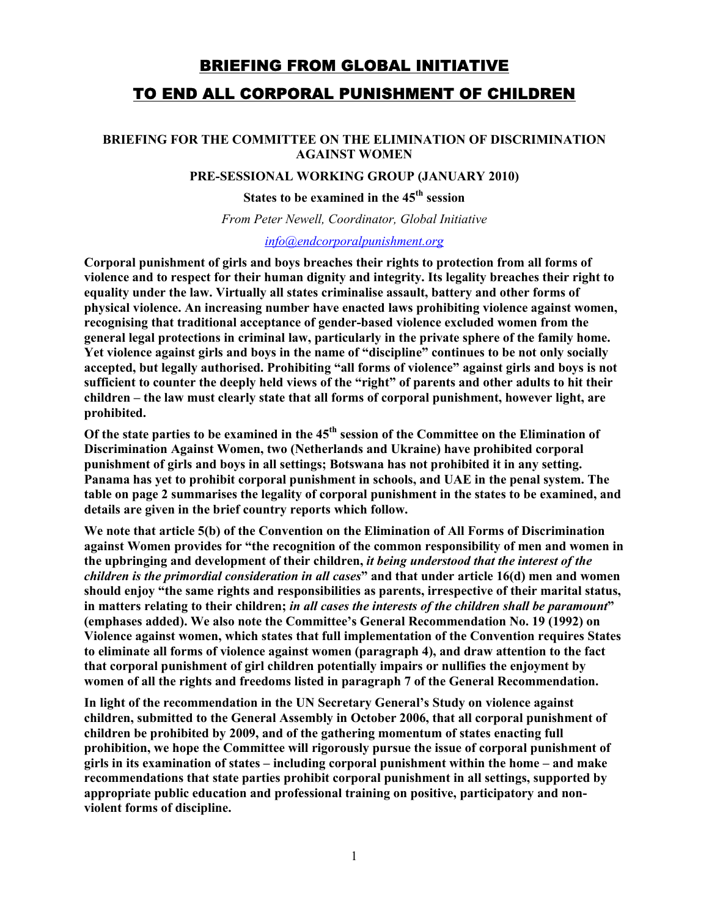# BRIEFING FROM GLOBAL INITIATIVE TO END ALL CORPORAL PUNISHMENT OF CHILDREN

## BRIEFING FOR THE COMMITTEE ON THE ELIMINATION OF DISCRIMINATION AGAINST WOMEN

### PRE-SESSIONAL WORKING GROUP (JANUARY 2010)

**States to be examined in the 45th session**

*From Peter Newell, Coordinator, Global Initiative*

*info@endcorporalpunishment.org*

**Corporal punishment of girls and boys breaches their rights to protection from all forms of violence and to respect for their human dignity and integrity. Its legality breaches their right to equality under the law. Virtually all states criminalise assault, battery and other forms of physical violence. An increasing number have enacted laws prohibiting violence against women, recognising that traditional acceptance of gender-based violence excluded women from the general legal protections in criminal law, particularly in the private sphere of the family home. Yet violence against girls and boys in the name of "discipline" continues to be not only socially accepted, but legally authorised. Prohibiting "all forms of violence" against girls and boys is not sufficient to counter the deeply held views of the "right" of parents and other adults to hit their children – the law must clearly state that all forms of corporal punishment, however light, are prohibited.**

**Of the state parties to be examined in the 45th session of the Committee on the Elimination of Discrimination Against Women, two (Netherlands and Ukraine) have prohibited corporal punishment of girls and boys in all settings; Botswana has not prohibited it in any setting. Panama has yet to prohibit corporal punishment in schools, and UAE in the penal system. The table on page 2 summarises the legality of corporal punishment in the states to be examined, and details are given in the brief country reports which follow.**

**We note that article 5(b) of the Convention on the Elimination of All Forms of Discrimination against Women provides for "the recognition of the common responsibility of men and women in the upbringing and development of their children, *it being understood that the interest of the children is the primordial consideration in all cases*" and that under article 16(d) men and women should enjoy "the same rights and responsibilities as parents, irrespective of their marital status, in matters relating to their children; *in all cases the interests of the children shall be paramount*" (emphases added). We also note the Committee's General Recommendation No. 19 (1992) on Violence against women, which states that full implementation of the Convention requires States to eliminate all forms of violence against women (paragraph 4), and draw attention to the fact that corporal punishment of girl children potentially impairs or nullifies the enjoyment by women of all the rights and freedoms listed in paragraph 7 of the General Recommendation.**

**In light of the recommendation in the UN Secretary General's Study on violence against children, submitted to the General Assembly in October 2006, that all corporal punishment of children be prohibited by 2009, and of the gathering momentum of states enacting full prohibition, we hope the Committee will rigorously pursue the issue of corporal punishment of girls in its examination of states – including corporal punishment within the home – and make recommendations that state parties prohibit corporal punishment in all settings, supported by appropriate public education and professional training on positive, participatory and non-violent forms of discipline.**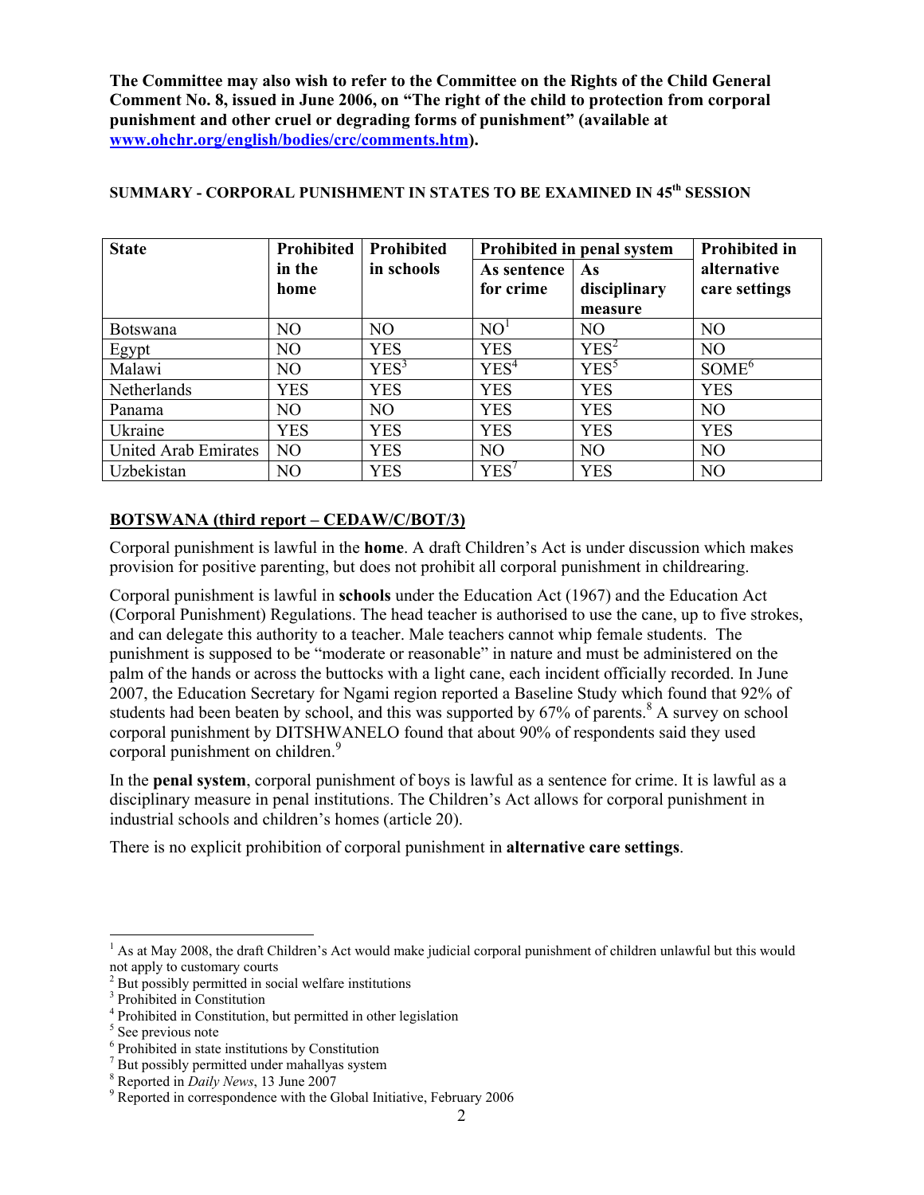**The Committee may also wish to refer to the Committee on the Rights of the Child General Comment No. 8, issued in June 2006, on "The right of the child to protection from corporal punishment and other cruel or degrading forms of punishment" (available at [www.ohchr.org/english/bodies/crc/comments.htm](www.ohchr.org/english/bodies/crc/comments.htm)).**

**SUMMARY - CORPORAL PUNISHMENT IN STATES TO BE EXAMINED IN 45th SESSION**

| State | Prohibited in the home | Prohibited in schools | Prohibited in penal system | | Prohibited in alternative care settings |
|---|---|---|---|---|---|
| | | | As sentence for crime | As disciplinary measure | |
| Botswana | NO | NO | NO[1] | NO | NO |
| Egypt | NO | YES | YES | YES[2] | NO |
| Malawi | NO | YES[3] | YES[4] | YES[5] | SOME[6] |
| Netherlands | YES | YES | YES | YES | YES |
| Panama | NO | NO | YES | YES | NO |
| Ukraine | YES | YES | YES | YES | YES |
| United Arab Emirates | NO | YES | NO | NO | NO |
| Uzbekistan | NO | YES | YES[7] | YES | NO |

**BOTSWANA (third report – CEDAW/C/BOT/3)**

Corporal punishment is lawful in the **home**. A draft Children's Act is under discussion which makes provision for positive parenting, but does not prohibit all corporal punishment in childrearing.

Corporal punishment is lawful in **schools** under the Education Act (1967) and the Education Act (Corporal Punishment) Regulations. The head teacher is authorised to use the cane, up to five strokes, and can delegate this authority to a teacher. Male teachers cannot whip female students. The punishment is supposed to be "moderate or reasonable" in nature and must be administered on the palm of the hands or across the buttocks with a light cane, each incident officially recorded. In June 2007, the Education Secretary for Ngami region reported a Baseline Study which found that 92% of students had been beaten by school, and this was supported by 67% of parents.[8] A survey on school corporal punishment by DITSHWANELO found that about 90% of respondents said they used corporal punishment on children.[9]

In the **penal system**, corporal punishment of boys is lawful as a sentence for crime. It is lawful as a disciplinary measure in penal institutions. The Children's Act allows for corporal punishment in industrial schools and children's homes (article 20).

There is no explicit prohibition of corporal punishment in **alternative care settings**.

---

[1] As at May 2008, the draft Children's Act would make judicial corporal punishment of children unlawful but this would not apply to customary courts

[2] But possibly permitted in social welfare institutions

[3] Prohibited in Constitution

[4] Prohibited in Constitution, but permitted in other legislation

[5] See previous note

[6] Prohibited in state institutions by Constitution

[7] But possibly permitted under mahallyas system

[8] Reported in *Daily News*, 13 June 2007

[9] Reported in correspondence with the Global Initiative, February 2006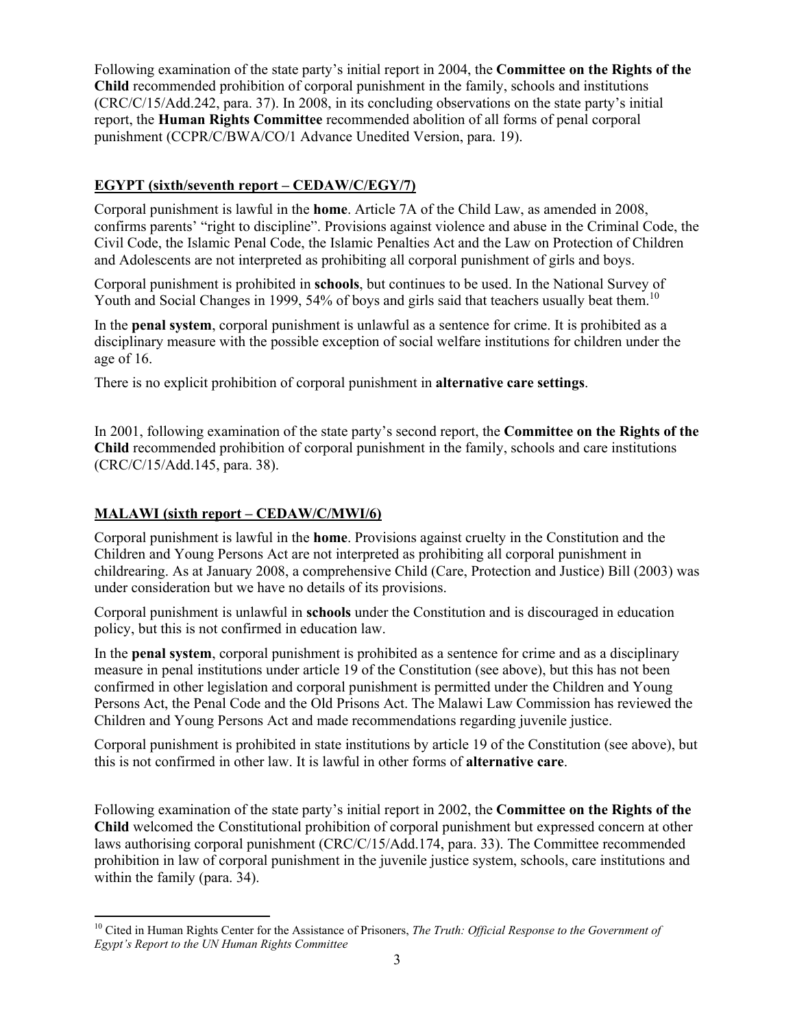Following examination of the state party's initial report in 2004, the **Committee on the Rights of the Child** recommended prohibition of corporal punishment in the family, schools and institutions (CRC/C/15/Add.242, para. 37). In 2008, in its concluding observations on the state party's initial report, the **Human Rights Committee** recommended abolition of all forms of penal corporal punishment (CCPR/C/BWA/CO/1 Advance Unedited Version, para. 19).

## EGYPT (sixth/seventh report – CEDAW/C/EGY/7)

Corporal punishment is lawful in the **home**. Article 7A of the Child Law, as amended in 2008, confirms parents' "right to discipline". Provisions against violence and abuse in the Criminal Code, the Civil Code, the Islamic Penal Code, the Islamic Penalties Act and the Law on Protection of Children and Adolescents are not interpreted as prohibiting all corporal punishment of girls and boys.

Corporal punishment is prohibited in **schools**, but continues to be used. In the National Survey of Youth and Social Changes in 1999, 54% of boys and girls said that teachers usually beat them.[10]

In the **penal system**, corporal punishment is unlawful as a sentence for crime. It is prohibited as a disciplinary measure with the possible exception of social welfare institutions for children under the age of 16.

There is no explicit prohibition of corporal punishment in **alternative care settings**.

In 2001, following examination of the state party's second report, the **Committee on the Rights of the Child** recommended prohibition of corporal punishment in the family, schools and care institutions (CRC/C/15/Add.145, para. 38).

## MALAWI (sixth report – CEDAW/C/MWI/6)

Corporal punishment is lawful in the **home**. Provisions against cruelty in the Constitution and the Children and Young Persons Act are not interpreted as prohibiting all corporal punishment in childrearing. As at January 2008, a comprehensive Child (Care, Protection and Justice) Bill (2003) was under consideration but we have no details of its provisions.

Corporal punishment is unlawful in **schools** under the Constitution and is discouraged in education policy, but this is not confirmed in education law.

In the **penal system**, corporal punishment is prohibited as a sentence for crime and as a disciplinary measure in penal institutions under article 19 of the Constitution (see above), but this has not been confirmed in other legislation and corporal punishment is permitted under the Children and Young Persons Act, the Penal Code and the Old Prisons Act. The Malawi Law Commission has reviewed the Children and Young Persons Act and made recommendations regarding juvenile justice.

Corporal punishment is prohibited in state institutions by article 19 of the Constitution (see above), but this is not confirmed in other law. It is lawful in other forms of **alternative care**.

Following examination of the state party's initial report in 2002, the **Committee on the Rights of the Child** welcomed the Constitutional prohibition of corporal punishment but expressed concern at other laws authorising corporal punishment (CRC/C/15/Add.174, para. 33). The Committee recommended prohibition in law of corporal punishment in the juvenile justice system, schools, care institutions and within the family (para. 34).

---

[10] Cited in Human Rights Center for the Assistance of Prisoners, *The Truth: Official Response to the Government of Egypt's Report to the UN Human Rights Committee*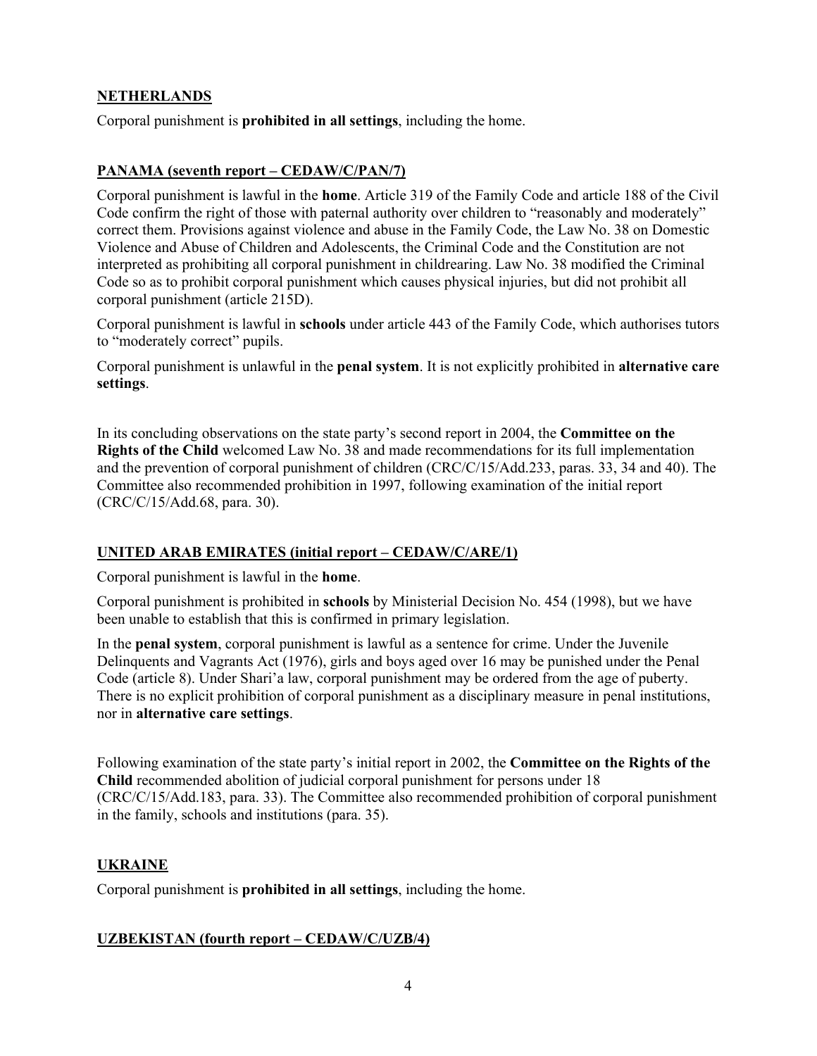**NETHERLANDS**

Corporal punishment is **prohibited in all settings**, including the home.

**PANAMA (seventh report – CEDAW/C/PAN/7)**

Corporal punishment is lawful in the **home**. Article 319 of the Family Code and article 188 of the Civil Code confirm the right of those with paternal authority over children to "reasonably and moderately" correct them. Provisions against violence and abuse in the Family Code, the Law No. 38 on Domestic Violence and Abuse of Children and Adolescents, the Criminal Code and the Constitution are not interpreted as prohibiting all corporal punishment in childrearing. Law No. 38 modified the Criminal Code so as to prohibit corporal punishment which causes physical injuries, but did not prohibit all corporal punishment (article 215D).

Corporal punishment is lawful in **schools** under article 443 of the Family Code, which authorises tutors to "moderately correct" pupils.

Corporal punishment is unlawful in the **penal system**. It is not explicitly prohibited in **alternative care settings**.

In its concluding observations on the state party's second report in 2004, the **Committee on the Rights of the Child** welcomed Law No. 38 and made recommendations for its full implementation and the prevention of corporal punishment of children (CRC/C/15/Add.233, paras. 33, 34 and 40). The Committee also recommended prohibition in 1997, following examination of the initial report (CRC/C/15/Add.68, para. 30).

**UNITED ARAB EMIRATES (initial report – CEDAW/C/ARE/1)**

Corporal punishment is lawful in the **home**.

Corporal punishment is prohibited in **schools** by Ministerial Decision No. 454 (1998), but we have been unable to establish that this is confirmed in primary legislation.

In the **penal system**, corporal punishment is lawful as a sentence for crime. Under the Juvenile Delinquents and Vagrants Act (1976), girls and boys aged over 16 may be punished under the Penal Code (article 8). Under Shari'a law, corporal punishment may be ordered from the age of puberty. There is no explicit prohibition of corporal punishment as a disciplinary measure in penal institutions, nor in **alternative care settings**.

Following examination of the state party's initial report in 2002, the **Committee on the Rights of the Child** recommended abolition of judicial corporal punishment for persons under 18 (CRC/C/15/Add.183, para. 33). The Committee also recommended prohibition of corporal punishment in the family, schools and institutions (para. 35).

**UKRAINE**

Corporal punishment is **prohibited in all settings**, including the home.

**UZBEKISTAN (fourth report – CEDAW/C/UZB/4)**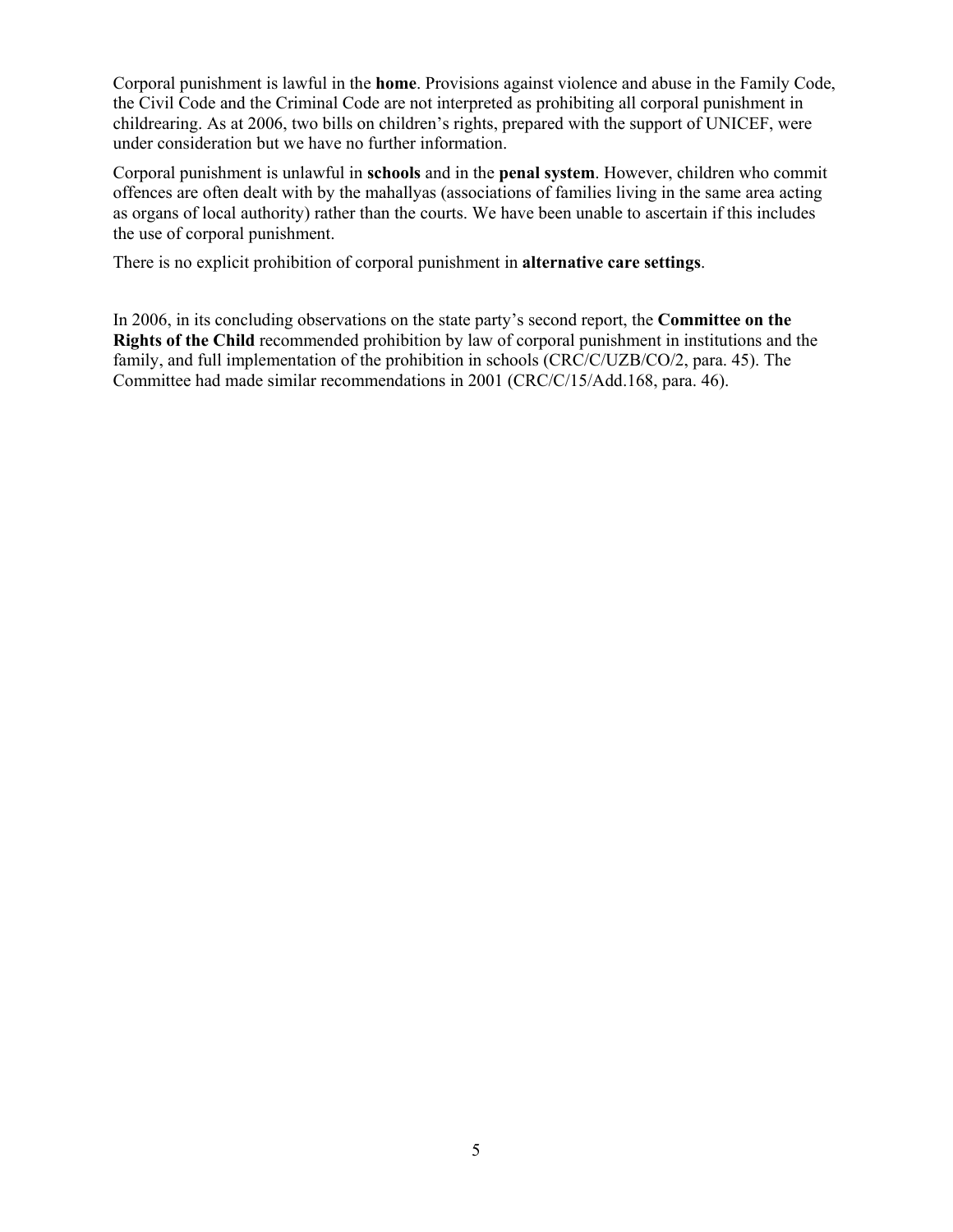Corporal punishment is lawful in the **home**. Provisions against violence and abuse in the Family Code, the Civil Code and the Criminal Code are not interpreted as prohibiting all corporal punishment in childrearing. As at 2006, two bills on children's rights, prepared with the support of UNICEF, were under consideration but we have no further information.

Corporal punishment is unlawful in **schools** and in the **penal system**. However, children who commit offences are often dealt with by the mahallyas (associations of families living in the same area acting as organs of local authority) rather than the courts. We have been unable to ascertain if this includes the use of corporal punishment.

There is no explicit prohibition of corporal punishment in **alternative care settings**.

In 2006, in its concluding observations on the state party's second report, the **Committee on the Rights of the Child** recommended prohibition by law of corporal punishment in institutions and the family, and full implementation of the prohibition in schools (CRC/C/UZB/CO/2, para. 45). The Committee had made similar recommendations in 2001 (CRC/C/15/Add.168, para. 46).